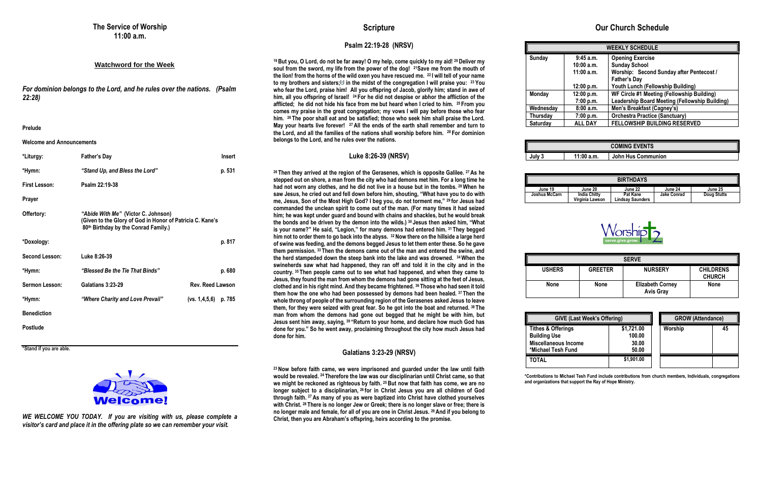# The Service of Worship
## 11:00 a.m.

### Watchword for the Week

*For dominion belongs to the Lord, and he rules over the nations. (Psalm 22:28)*

**Prelude**

**Welcome and Announcements**

| | | |
|---|---|---|
| ***Liturgy:** | **Father's Day** | **Insert** |
| ***Hymn:** | ***"Stand Up, and Bless the Lord"*** | **p. 531** |
| **First Lesson:** | **Psalm 22:19-38** | |
| **Prayer** | | |
| **Offertory:** | ***"Abide With Me"* (Victor C. Johnson) (Given to the Glory of God in Honor of Patricia C. Kane's 80th Birthday by the Conrad Family.)** | |
| ***Doxology:** | | **p. 817** |
| **Second Lesson:** | **Luke 8:26-39** | |
| ***Hymn:** | ***"Blessed Be the Tie That Binds"*** | **p. 680** |
| **Sermon Lesson:** | **Galatians 3:23-29** | **Rev. Reed Lawson** |
| ***Hymn:** | ***"Where Charity and Love Prevail"*** | **(vs. 1,4,5,6) p. 785** |
| **Benediction** | | |
| **Postlude** | | |

***Stand if you are able.**

*WE WELCOME YOU TODAY. If you are visiting with us, please complete a visitor's card and place it in the offering plate so we can remember your visit.*

# Scripture

## Psalm 22:19-28 (NRSV)

**[19] But you, O Lord, do not be far away! O my help, come quickly to my aid! [20] Deliver my soul from the sword, my life from the power of the dog! [21] Save me from the mouth of the lion! from the horns of the wild oxen you have rescued me. [22] I will tell of your name to my brothers and sisters; in the midst of the congregation I will praise you: [23] You who fear the Lord, praise him! All you offspring of Jacob, glorify him; stand in awe of him, all you offspring of Israel! [24] For he did not despise or abhor the affliction of the afflicted; he did not hide his face from me but heard when I cried to him. [25] From you comes my praise in the great congregation; my vows I will pay before those who fear him. [26] The poor shall eat and be satisfied; those who seek him shall praise the Lord. May your hearts live forever! [27] All the ends of the earth shall remember and turn to the Lord, and all the families of the nations shall worship before him. [28] For dominion belongs to the Lord, and he rules over the nations.**

## Luke 8:26-39 (NRSV)

**[26] Then they arrived at the region of the Gerasenes, which is opposite Galilee. [27] As he stepped out on shore, a man from the city who had demons met him. For a long time he had not worn any clothes, and he did not live in a house but in the tombs. [28] When he saw Jesus, he cried out and fell down before him, shouting, "What have you to do with me, Jesus, Son of the Most High God? I beg you, do not torment me," [29] for Jesus had commanded the unclean spirit to come out of the man. (For many times it had seized him; he was kept under guard and bound with chains and shackles, but he would break the bonds and be driven by the demon into the wilds.) [30] Jesus then asked him, "What is your name?" He said, "Legion," for many demons had entered him. [31] They begged him not to order them to go back into the abyss. [32] Now there on the hillside a large herd of swine was feeding, and the demons begged Jesus to let them enter these. So he gave them permission. [33] Then the demons came out of the man and entered the swine, and the herd stampeded down the steep bank into the lake and was drowned. [34] When the swineherds saw what had happened, they ran off and told it in the city and in the country. [35] Then people came out to see what had happened, and when they came to Jesus, they found the man from whom the demons had gone sitting at the feet of Jesus, clothed and in his right mind. And they became frightened. [36] Those who had seen it told them how the one who had been possessed by demons had been healed. [37] Then the whole throng of people of the surrounding region of the Gerasenes asked Jesus to leave them, for they were seized with great fear. So he got into the boat and returned. [38] The man from whom the demons had gone out begged that he might be with him, but Jesus sent him away, saying, [39] "Return to your home, and declare how much God has done for you." So he went away, proclaiming throughout the city how much Jesus had done for him.**

## Galatians 3:23-29 (NRSV)

**[23] Now before faith came, we were imprisoned and guarded under the law until faith would be revealed. [24] Therefore the law was our disciplinarian until Christ came, so that we might be reckoned as righteous by faith. [25] But now that faith has come, we are no longer subject to a disciplinarian, [26] for in Christ Jesus you are all children of God through faith. [27] As many of you as were baptized into Christ have clothed yourselves with Christ. [28] There is no longer Jew or Greek; there is no longer slave or free; there is no longer male and female, for all of you are one in Christ Jesus. [29] And if you belong to Christ, then you are Abraham's offspring, heirs according to the promise.**

# Our Church Schedule

| WEEKLY SCHEDULE | | |
|---|---|---|
| **Sunday** | 9:45 a.m. | Opening Exercise |
| | 10:00 a.m. | Sunday School |
| | 11:00 a.m. | Worship: Second Sunday after Pentecost / Father's Day |
| | 12:00 p.m. | Youth Lunch (Fellowship Building) |
| **Monday** | 12:00 p.m. | WF Circle #1 Meeting (Fellowship Building) |
| | 7:00 p.m. | Leadership Board Meeting (Fellowship Building) |
| **Wednesday** | 8:00 a.m. | Men's Breakfast (Cagney's) |
| **Thursday** | 7:00 p.m. | Orchestra Practice (Sanctuary) |
| **Saturday** | ALL DAY | FELLOWSHIP BUILDING RESERVED |

| COMING EVENTS | | |
|---|---|---|
| July 3 | 11:00 a.m. | John Hus Communion |

| BIRTHDAYS | | | | |
|---|---|---|---|---|
| June 19 | June 20 | June 22 | June 24 | June 25 |
| Joshua McCarn | India Chitty, Virginia Lawson | Pat Kane, Lindsay Saunders | Jake Conrad | Doug Stutts |

Worship
serve.give.grow.

| SERVE | | | |
|---|---|---|---|
| USHERS | GREETER | NURSERY | CHILDRENS CHURCH |
| None | None | Elizabeth Corney, Avis Gray | None |

| GIVE (Last Week's Offering) | |
|---|---|
| Tithes & Offerings | $1,721.00 |
| Building Use | 100.00 |
| Miscellaneous Income | 30.00 |
| *Michael Tesh Fund | 50.00 |
| **TOTAL** | **$1,901.00** |

| GROW (Attendance) | |
|---|---|
| Worship | 45 |

***Contributions to Michael Tesh Fund include contributions from church members, Individuals, congregations and organizations that support the Ray of Hope Ministry.**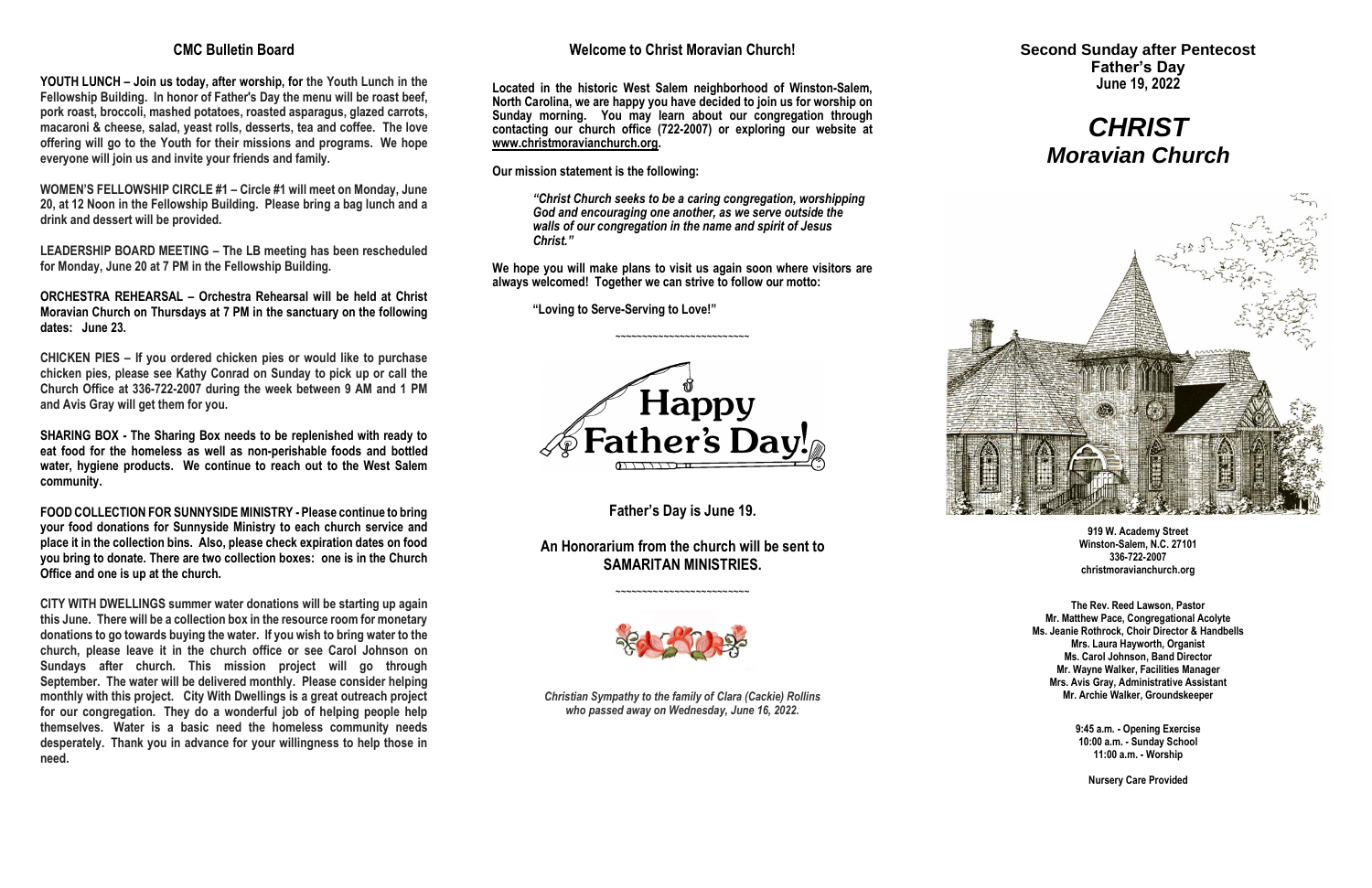## CMC Bulletin Board

**YOUTH LUNCH – Join us today, after worship, for the Youth Lunch in the Fellowship Building. In honor of Father's Day the menu will be roast beef, pork roast, broccoli, mashed potatoes, roasted asparagus, glazed carrots, macaroni & cheese, salad, yeast rolls, desserts, tea and coffee. The love offering will go to the Youth for their missions and programs. We hope everyone will join us and invite your friends and family.**

**WOMEN'S FELLOWSHIP CIRCLE #1 – Circle #1 will meet on Monday, June 20, at 12 Noon in the Fellowship Building. Please bring a bag lunch and a drink and dessert will be provided.**

**LEADERSHIP BOARD MEETING – The LB meeting has been rescheduled for Monday, June 20 at 7 PM in the Fellowship Building.**

**ORCHESTRA REHEARSAL – Orchestra Rehearsal will be held at Christ Moravian Church on Thursdays at 7 PM in the sanctuary on the following dates: June 23.**

**CHICKEN PIES – If you ordered chicken pies or would like to purchase chicken pies, please see Kathy Conrad on Sunday to pick up or call the Church Office at 336-722-2007 during the week between 9 AM and 1 PM and Avis Gray will get them for you.**

**SHARING BOX - The Sharing Box needs to be replenished with ready to eat food for the homeless as well as non-perishable foods and bottled water, hygiene products. We continue to reach out to the West Salem community.**

**FOOD COLLECTION FOR SUNNYSIDE MINISTRY - Please continue to bring your food donations for Sunnyside Ministry to each church service and place it in the collection bins. Also, please check expiration dates on food you bring to donate. There are two collection boxes: one is in the Church Office and one is up at the church.**

**CITY WITH DWELLINGS summer water donations will be starting up again this June. There will be a collection box in the resource room for monetary donations to go towards buying the water. If you wish to bring water to the church, please leave it in the church office or see Carol Johnson on Sundays after church. This mission project will go through September. The water will be delivered monthly. Please consider helping monthly with this project. City With Dwellings is a great outreach project for our congregation. They do a wonderful job of helping people help themselves. Water is a basic need the homeless community needs desperately. Thank you in advance for your willingness to help those in need.**

## Welcome to Christ Moravian Church!

**Located in the historic West Salem neighborhood of Winston-Salem, North Carolina, we are happy you have decided to join us for worship on Sunday morning. You may learn about our congregation through contacting our church office (722-2007) or exploring our website at www.christmoravianchurch.org.**

**Our mission statement is the following:**

> ***"Christ Church seeks to be a caring congregation, worshipping God and encouraging one another, as we serve outside the walls of our congregation in the name and spirit of Jesus Christ."***

**We hope you will make plans to visit us again soon where visitors are always welcomed! Together we can strive to follow our motto:**

> **"Loving to Serve-Serving to Love!"**

~~~~~~~~~~~~~~~~~~~~~~~~~

Happy Father's Day!

**Father's Day is June 19.**

**An Honorarium from the church will be sent to SAMARITAN MINISTRIES.**

~~~~~~~~~~~~~~~~~~~~~~~~~

***Christian Sympathy to the family of Clara (Cackie) Rollins who passed away on Wednesday, June 16, 2022.***

**Second Sunday after Pentecost**
**Father's Day**
**June 19, 2022**

# *CHRIST Moravian Church*

**919 W. Academy Street**
**Winston-Salem, N.C. 27101**
**336-722-2007**
**christmoravianchurch.org**

**The Rev. Reed Lawson, Pastor**
**Mr. Matthew Pace, Congregational Acolyte**
**Ms. Jeanie Rothrock, Choir Director & Handbells**
**Mrs. Laura Hayworth, Organist**
**Ms. Carol Johnson, Band Director**
**Mr. Wayne Walker, Facilities Manager**
**Mrs. Avis Gray, Administrative Assistant**
**Mr. Archie Walker, Groundskeeper**

**9:45 a.m. - Opening Exercise**
**10:00 a.m. - Sunday School**
**11:00 a.m. - Worship**

**Nursery Care Provided**